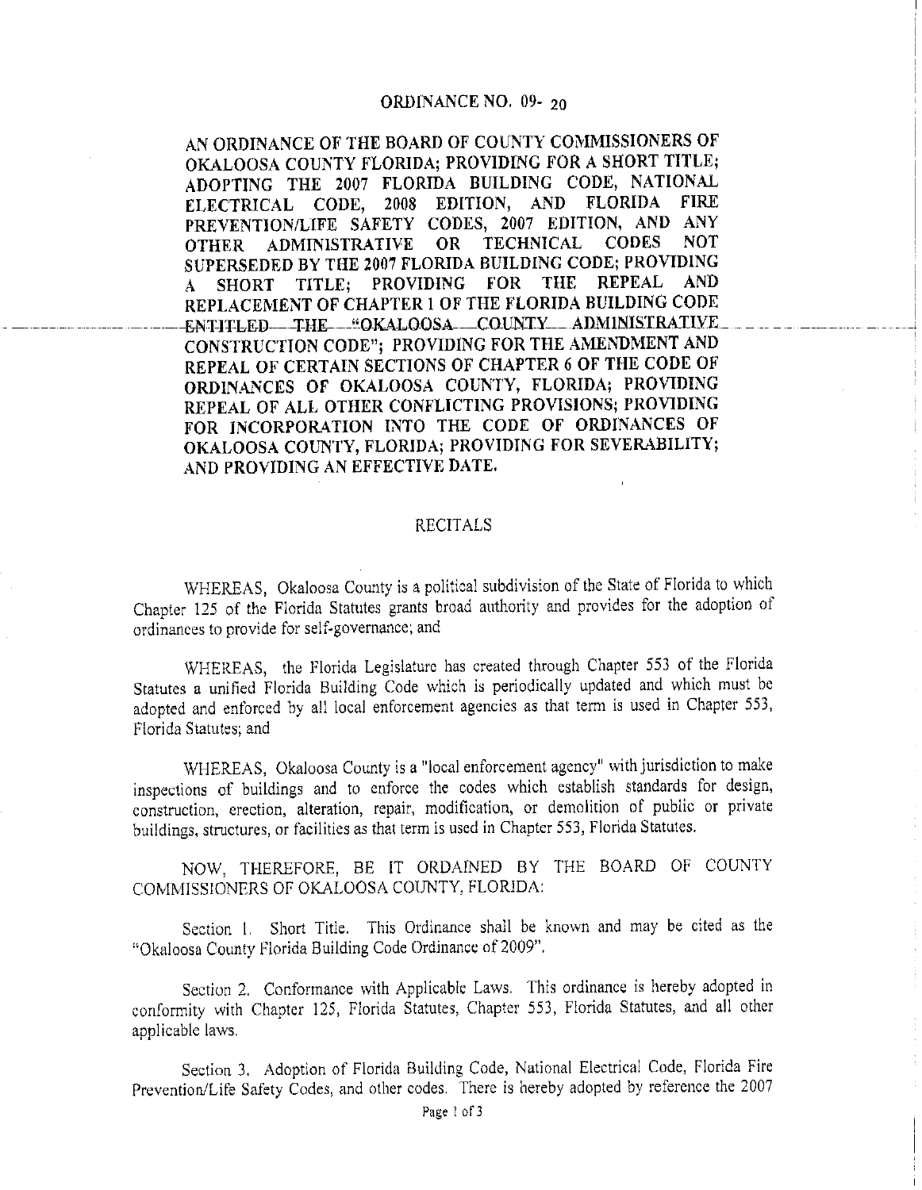# ORDINANCE NO. 09- 20

**AN ORDINANCE OF THE BOARD OF COUNTY COMMISSIONERS OF OKALOOSA COUNTY FLORIDA; PROVIDING FOR A SHORT TITLE; ADOPTING THE 2007 FLORIDA BUILDING CODE, NATIONAL ELECTRICAL CODE, 2008 EDITION, AND FLORIDA FIRE PREVENTION/LIFE SAFETY CODES, 2007 EDITION, AND ANY OTHER ADMINISTRATIVE OR TECHNICAL CODES NOT SUPERSEDED BY THE 2007 FLORIDA BUILDING CODE; PROVIDING A SHORT TITLE; PROVIDING FOR THE REPEAL AND REPLACEMENT OF CHAPTER 1 OF THE FLORIDA BUILDING CODE ENTITLED THE "OKALOOSA COUNTY ADMINISTRATIVE CONSTRUCTION CODE"; PROVIDING FOR THE AMENDMENT AND REPEAL OF CERTAIN SECTIONS OF CHAPTER 6 OF THE CODE OF ORDINANCES OF OKALOOSA COUNTY, FLORIDA; PROVIDING REPEAL OF ALL OTHER CONFLICTING PROVISIONS; PROVIDING FOR INCORPORATION INTO THE CODE OF ORDINANCES OF OKALOOSA COUNTY, FLORIDA; PROVIDING FOR SEVERABILITY; AND PROVIDING AN EFFECTIVE DATE.**

## RECITALS

WHEREAS, Okaloosa County is a political subdivision of the State of Florida to which Chapter 125 of the Florida Statutes grants broad authority and provides for the adoption of ordinances to provide for self-governance; and

WHEREAS, the Florida Legislature has created through Chapter 553 of the Florida Statutes a unified Florida Building Code which is periodically updated and which must be adopted and enforced by all local enforcement agencies as that term is used in Chapter 553, Florida Statutes; and

WHEREAS, Okaloosa County is a "local enforcement agency" with jurisdiction to make inspections of buildings and to enforce the codes which establish standards for design, construction, erection, alteration, repair, modification, or demolition of public or private buildings, structures, or facilities as that term is used in Chapter 553, Florida Statutes.

NOW, THEREFORE, BE IT ORDAINED BY THE BOARD OF COUNTY COMMISSIONERS OF OKALOOSA COUNTY, FLORIDA:

Section 1. Short Title. This Ordinance shall be known and may be cited as the "Okaloosa County Florida Building Code Ordinance of 2009".

Section 2. Conformance with Applicable Laws. This ordinance is hereby adopted in conformity with Chapter 125, Florida Statutes, Chapter 553, Florida Statutes, and all other applicable laws.

Section 3. Adoption of Florida Building Code, National Electrical Code, Florida Fire Prevention/Life Safety Codes, and other codes. There is hereby adopted by reference the 2007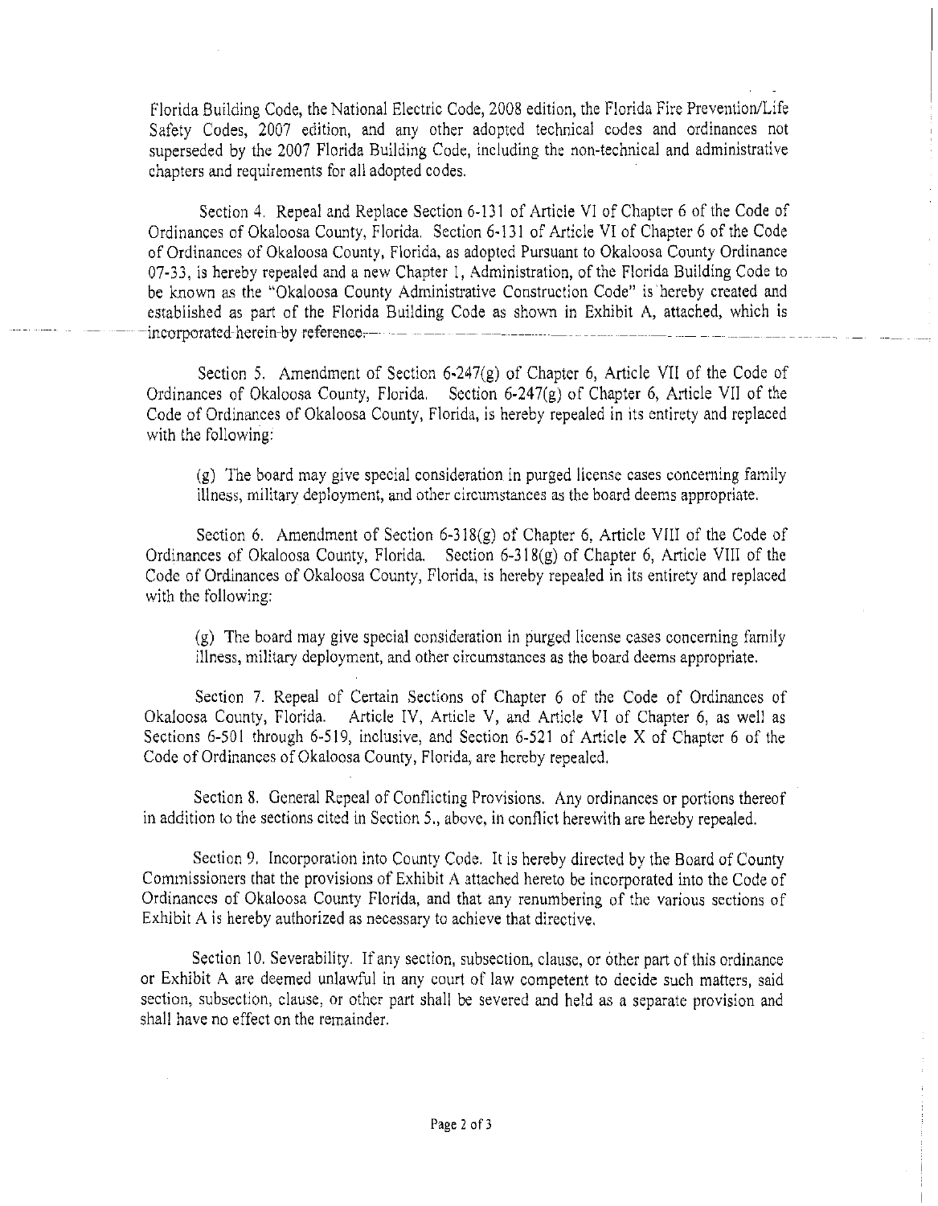Florida Building Code, the National Electric Code, 2008 edition, the Florida Fire Prevention/Life Safety Codes, 2007 edition, and any other adopted technical codes and ordinances not superseded by the 2007 Florida Building Code, including the non-technical and administrative chapters and requirements for all adopted codes.

Section 4. Repeal and Replace Section 6-131 of Article VI of Chapter 6 of the Code of Ordinances of Okaloosa County, Florida. Section 6-131 of Article VI of Chapter 6 of the Code of Ordinances of Okaloosa County, Florida, as adopted Pursuant to Okaloosa County Ordinance 07-33, is hereby repealed and a new Chapter 1, Administration, of the Florida Building Code to be known as the "Okaloosa County Administrative Construction Code" is hereby created and established as part of the Florida Building Code as shown in Exhibit A, attached, which is incorporated herein by reference.

Section 5. Amendment of Section 6-247(g) of Chapter 6, Article VII of the Code of Ordinances of Okaloosa County, Florida. Section 6-247(g) of Chapter 6, Article VII of the Code of Ordinances of Okaloosa County, Florida, is hereby repealed in its entirety and replaced with the following:

> (g) The board may give special consideration in purged license cases concerning family illness, military deployment, and other circumstances as the board deems appropriate.

Section 6. Amendment of Section 6-318(g) of Chapter 6, Article VIII of the Code of Ordinances of Okaloosa County, Florida. Section 6-318(g) of Chapter 6, Article VIII of the Code of Ordinances of Okaloosa County, Florida, is hereby repealed in its entirety and replaced with the following:

> (g) The board may give special consideration in purged license cases concerning family illness, military deployment, and other circumstances as the board deems appropriate.

Section 7. Repeal of Certain Sections of Chapter 6 of the Code of Ordinances of Okaloosa County, Florida. Article IV, Article V, and Article VI of Chapter 6, as well as Sections 6-501 through 6-519, inclusive, and Section 6-521 of Article X of Chapter 6 of the Code of Ordinances of Okaloosa County, Florida, are hereby repealed.

Section 8. General Repeal of Conflicting Provisions. Any ordinances or portions thereof in addition to the sections cited in Section 5., above, in conflict herewith are hereby repealed.

Section 9. Incorporation into County Code. It is hereby directed by the Board of County Commissioners that the provisions of Exhibit A attached hereto be incorporated into the Code of Ordinances of Okaloosa County Florida, and that any renumbering of the various sections of Exhibit A is hereby authorized as necessary to achieve that directive.

Section 10. Severability. If any section, subsection, clause, or other part of this ordinance or Exhibit A are deemed unlawful in any court of law competent to decide such matters, said section, subsection, clause, or other part shall be severed and held as a separate provision and shall have no effect on the remainder.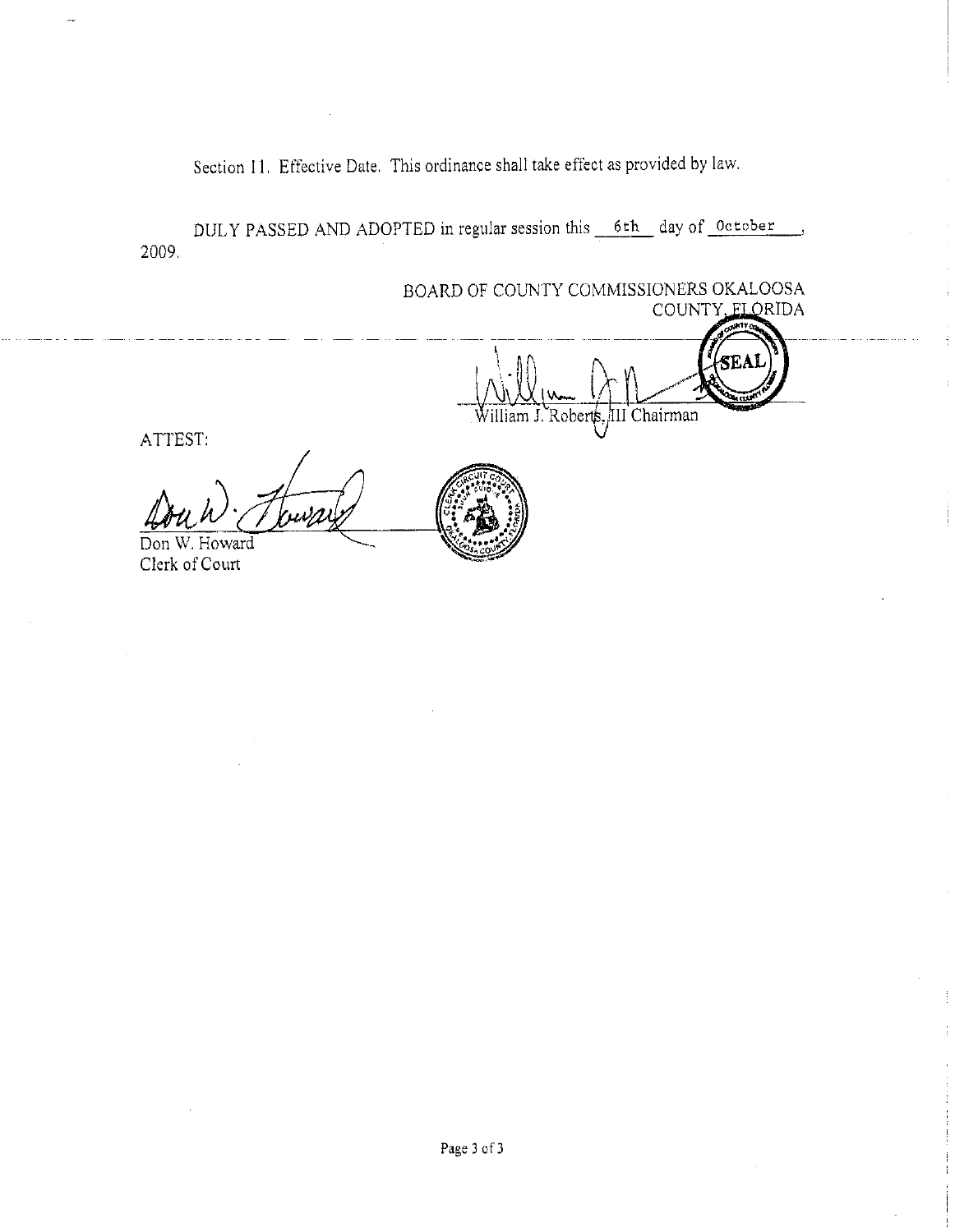Section 11. Effective Date. This ordinance shall take effect as provided by law.

DULY PASSED AND ADOPTED in regular session this 6th day of October, 2009.

BOARD OF COUNTY COMMISSIONERS OKALOOSA COUNTY, FLORIDA

SEAL

William J. Roberts, III Chairman

ATTEST:

Don W. Howard
Clerk of Court